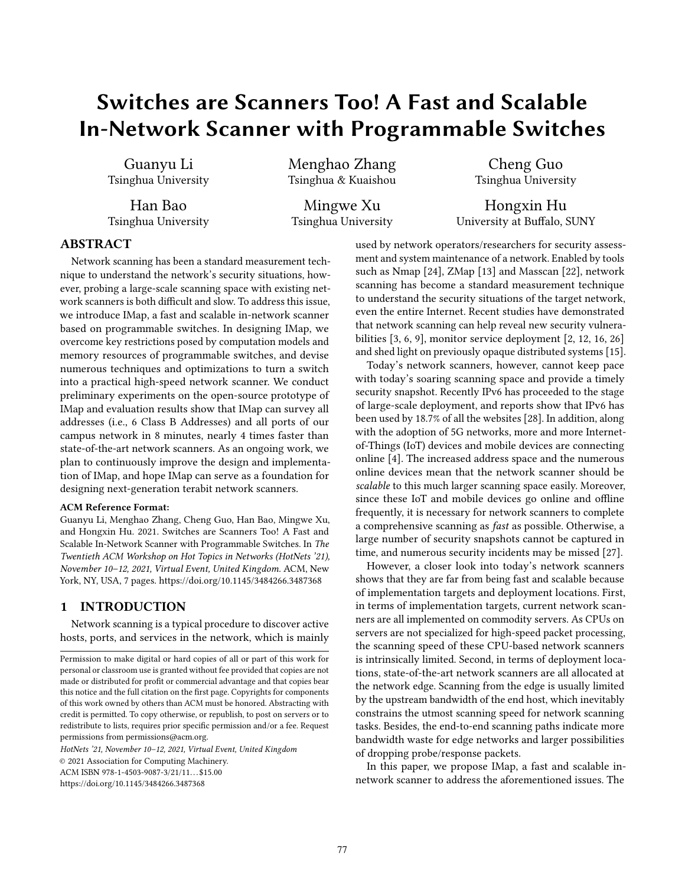# Switches are Scanners Too! A Fast and Scalable In-Network Scanner with Programmable Switches

Guanyu Li
Tsinghua University

Menghao Zhang
Tsinghua & Kuaishou

Cheng Guo
Tsinghua University

Han Bao
Tsinghua University

Mingwe Xu
Tsinghua University

Hongxin Hu
University at Buffalo, SUNY

## ABSTRACT

Network scanning has been a standard measurement technique to understand the network's security situations, however, probing a large-scale scanning space with existing network scanners is both difficult and slow. To address this issue, we introduce IMap, a fast and scalable in-network scanner based on programmable switches. In designing IMap, we overcome key restrictions posed by computation models and memory resources of programmable switches, and devise numerous techniques and optimizations to turn a switch into a practical high-speed network scanner. We conduct preliminary experiments on the open-source prototype of IMap and evaluation results show that IMap can survey all addresses (i.e., 6 Class B Addresses) and all ports of our campus network in 8 minutes, nearly 4 times faster than state-of-the-art network scanners. As an ongoing work, we plan to continuously improve the design and implementation of IMap, and hope IMap can serve as a foundation for designing next-generation terabit network scanners.

**ACM Reference Format:**
Guanyu Li, Menghao Zhang, Cheng Guo, Han Bao, Mingwe Xu, and Hongxin Hu. 2021. Switches are Scanners Too! A Fast and Scalable In-Network Scanner with Programmable Switches. In *The Twentieth ACM Workshop on Hot Topics in Networks (HotNets '21), November 10–12, 2021, Virtual Event, United Kingdom.* ACM, New York, NY, USA, 7 pages. https://doi.org/10.1145/3484266.3487368

## 1 INTRODUCTION

Network scanning is a typical procedure to discover active hosts, ports, and services in the network, which is mainly used by network operators/researchers for security assessment and system maintenance of a network. Enabled by tools such as Nmap [24], ZMap [13] and Masscan [22], network scanning has become a standard measurement technique to understand the security situations of the target network, even the entire Internet. Recent studies have demonstrated that network scanning can help reveal new security vulnerabilities [3, 6, 9], monitor service deployment [2, 12, 16, 26] and shed light on previously opaque distributed systems [15].

Today's network scanners, however, cannot keep pace with today's soaring scanning space and provide a timely security snapshot. Recently IPv6 has proceeded to the stage of large-scale deployment, and reports show that IPv6 has been used by 18.7% of all the websites [28]. In addition, along with the adoption of 5G networks, more and more Internet-of-Things (IoT) devices and mobile devices are connecting online [4]. The increased address space and the numerous online devices mean that the network scanner should be *scalable* to this much larger scanning space easily. Moreover, since these IoT and mobile devices go online and offline frequently, it is necessary for network scanners to complete a comprehensive scanning as *fast* as possible. Otherwise, a large number of security snapshots cannot be captured in time, and numerous security incidents may be missed [27].

However, a closer look into today's network scanners shows that they are far from being fast and scalable because of implementation targets and deployment locations. First, in terms of implementation targets, current network scanners are all implemented on commodity servers. As CPUs on servers are not specialized for high-speed packet processing, the scanning speed of these CPU-based network scanners is intrinsically limited. Second, in terms of deployment locations, state-of-the-art network scanners are all allocated at the network edge. Scanning from the edge is usually limited by the upstream bandwidth of the end host, which inevitably constrains the utmost scanning speed for network scanning tasks. Besides, the end-to-end scanning paths indicate more bandwidth waste for edge networks and larger possibilities of dropping probe/response packets.

In this paper, we propose IMap, a fast and scalable in-network scanner to address the aforementioned issues. The

Permission to make digital or hard copies of all or part of this work for personal or classroom use is granted without fee provided that copies are not made or distributed for profit or commercial advantage and that copies bear this notice and the full citation on the first page. Copyrights for components of this work owned by others than ACM must be honored. Abstracting with credit is permitted. To copy otherwise, or republish, to post on servers or to redistribute to lists, requires prior specific permission and/or a fee. Request permissions from permissions@acm.org.
*HotNets '21, November 10–12, 2021, Virtual Event, United Kingdom*
© 2021 Association for Computing Machinery.
ACM ISBN 978-1-4503-9087-3/21/11...$15.00
https://doi.org/10.1145/3484266.3487368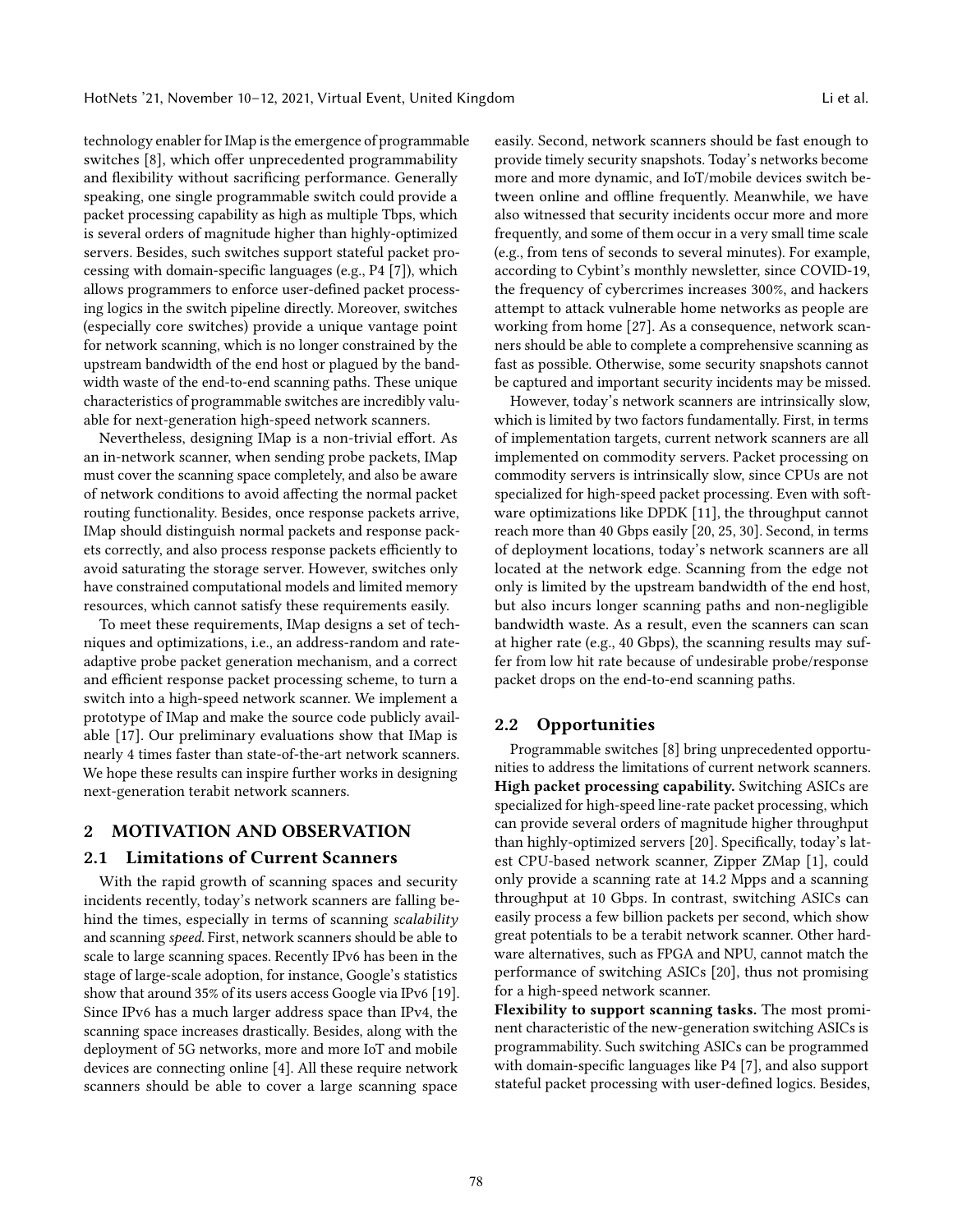technology enabler for IMap is the emergence of programmable switches [8], which offer unprecedented programmability and flexibility without sacrificing performance. Generally speaking, one single programmable switch could provide a packet processing capability as high as multiple Tbps, which is several orders of magnitude higher than highly-optimized servers. Besides, such switches support stateful packet processing with domain-specific languages (e.g., P4 [7]), which allows programmers to enforce user-defined packet processing logics in the switch pipeline directly. Moreover, switches (especially core switches) provide a unique vantage point for network scanning, which is no longer constrained by the upstream bandwidth of the end host or plagued by the bandwidth waste of the end-to-end scanning paths. These unique characteristics of programmable switches are incredibly valuable for next-generation high-speed network scanners.

Nevertheless, designing IMap is a non-trivial effort. As an in-network scanner, when sending probe packets, IMap must cover the scanning space completely, and also be aware of network conditions to avoid affecting the normal packet routing functionality. Besides, once response packets arrive, IMap should distinguish normal packets and response packets correctly, and also process response packets efficiently to avoid saturating the storage server. However, switches only have constrained computational models and limited memory resources, which cannot satisfy these requirements easily.

To meet these requirements, IMap designs a set of techniques and optimizations, i.e., an address-random and rate-adaptive probe packet generation mechanism, and a correct and efficient response packet processing scheme, to turn a switch into a high-speed network scanner. We implement a prototype of IMap and make the source code publicly available [17]. Our preliminary evaluations show that IMap is nearly 4 times faster than state-of-the-art network scanners. We hope these results can inspire further works in designing next-generation terabit network scanners.

## 2 MOTIVATION AND OBSERVATION

### 2.1 Limitations of Current Scanners

With the rapid growth of scanning spaces and security incidents recently, today's network scanners are falling behind the times, especially in terms of scanning *scalability* and scanning *speed*. First, network scanners should be able to scale to large scanning spaces. Recently IPv6 has been in the stage of large-scale adoption, for instance, Google's statistics show that around 35% of its users access Google via IPv6 [19]. Since IPv6 has a much larger address space than IPv4, the scanning space increases drastically. Besides, along with the deployment of 5G networks, more and more IoT and mobile devices are connecting online [4]. All these require network scanners should be able to cover a large scanning space easily. Second, network scanners should be fast enough to provide timely security snapshots. Today's networks become more and more dynamic, and IoT/mobile devices switch between online and offline frequently. Meanwhile, we have also witnessed that security incidents occur more and more frequently, and some of them occur in a very small time scale (e.g., from tens of seconds to several minutes). For example, according to Cybint's monthly newsletter, since COVID-19, the frequency of cybercrimes increases 300%, and hackers attempt to attack vulnerable home networks as people are working from home [27]. As a consequence, network scanners should be able to complete a comprehensive scanning as fast as possible. Otherwise, some security snapshots cannot be captured and important security incidents may be missed.

However, today's network scanners are intrinsically slow, which is limited by two factors fundamentally. First, in terms of implementation targets, current network scanners are all implemented on commodity servers. Packet processing on commodity servers is intrinsically slow, since CPUs are not specialized for high-speed packet processing. Even with software optimizations like DPDK [11], the throughput cannot reach more than 40 Gbps easily [20, 25, 30]. Second, in terms of deployment locations, today's network scanners are all located at the network edge. Scanning from the edge not only is limited by the upstream bandwidth of the end host, but also incurs longer scanning paths and non-negligible bandwidth waste. As a result, even the scanners can scan at higher rate (e.g., 40 Gbps), the scanning results may suffer from low hit rate because of undesirable probe/response packet drops on the end-to-end scanning paths.

### 2.2 Opportunities

Programmable switches [8] bring unprecedented opportunities to address the limitations of current network scanners.

**High packet processing capability.** Switching ASICs are specialized for high-speed line-rate packet processing, which can provide several orders of magnitude higher throughput than highly-optimized servers [20]. Specifically, today's latest CPU-based network scanner, Zipper ZMap [1], could only provide a scanning rate at 14.2 Mpps and a scanning throughput at 10 Gbps. In contrast, switching ASICs can easily process a few billion packets per second, which show great potentials to be a terabit network scanner. Other hardware alternatives, such as FPGA and NPU, cannot match the performance of switching ASICs [20], thus not promising for a high-speed network scanner.

**Flexibility to support scanning tasks.** The most prominent characteristic of the new-generation switching ASICs is programmability. Such switching ASICs can be programmed with domain-specific languages like P4 [7], and also support stateful packet processing with user-defined logics. Besides,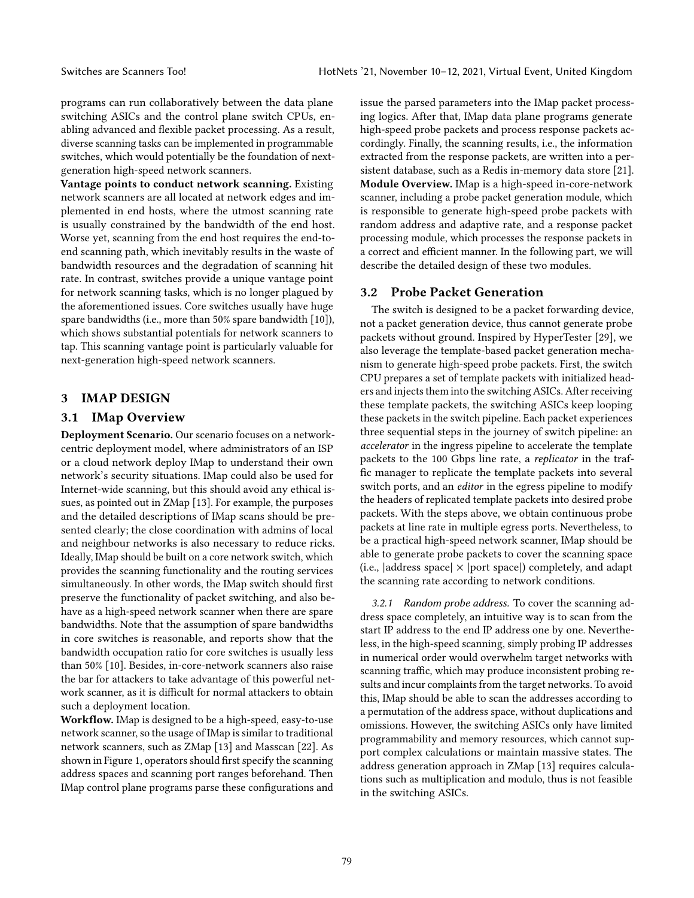programs can run collaboratively between the data plane switching ASICs and the control plane switch CPUs, enabling advanced and flexible packet processing. As a result, diverse scanning tasks can be implemented in programmable switches, which would potentially be the foundation of next-generation high-speed network scanners.

**Vantage points to conduct network scanning.** Existing network scanners are all located at network edges and implemented in end hosts, where the utmost scanning rate is usually constrained by the bandwidth of the end host. Worse yet, scanning from the end host requires the end-to-end scanning path, which inevitably results in the waste of bandwidth resources and the degradation of scanning hit rate. In contrast, switches provide a unique vantage point for network scanning tasks, which is no longer plagued by the aforementioned issues. Core switches usually have huge spare bandwidths (i.e., more than 50% spare bandwidth [10]), which shows substantial potentials for network scanners to tap. This scanning vantage point is particularly valuable for next-generation high-speed network scanners.

## 3 IMAP DESIGN

### 3.1 IMap Overview

**Deployment Scenario.** Our scenario focuses on a network-centric deployment model, where administrators of an ISP or a cloud network deploy IMap to understand their own network's security situations. IMap could also be used for Internet-wide scanning, but this should avoid any ethical issues, as pointed out in ZMap [13]. For example, the purposes and the detailed descriptions of IMap scans should be presented clearly; the close coordination with admins of local and neighbour networks is also necessary to reduce ricks. Ideally, IMap should be built on a core network switch, which provides the scanning functionality and the routing services simultaneously. In other words, the IMap switch should first preserve the functionality of packet switching, and also behave as a high-speed network scanner when there are spare bandwidths. Note that the assumption of spare bandwidths in core switches is reasonable, and reports show that the bandwidth occupation ratio for core switches is usually less than 50% [10]. Besides, in-core-network scanners also raise the bar for attackers to take advantage of this powerful network scanner, as it is difficult for normal attackers to obtain such a deployment location.

**Workflow.** IMap is designed to be a high-speed, easy-to-use network scanner, so the usage of IMap is similar to traditional network scanners, such as ZMap [13] and Masscan [22]. As shown in Figure 1, operators should first specify the scanning address spaces and scanning port ranges beforehand. Then IMap control plane programs parse these configurations and issue the parsed parameters into the IMap packet processing logics. After that, IMap data plane programs generate high-speed probe packets and process response packets accordingly. Finally, the scanning results, i.e., the information extracted from the response packets, are written into a persistent database, such as a Redis in-memory data store [21].

**Module Overview.** IMap is a high-speed in-core-network scanner, including a probe packet generation module, which is responsible to generate high-speed probe packets with random address and adaptive rate, and a response packet processing module, which processes the response packets in a correct and efficient manner. In the following part, we will describe the detailed design of these two modules.

### 3.2 Probe Packet Generation

The switch is designed to be a packet forwarding device, not a packet generation device, thus cannot generate probe packets without ground. Inspired by HyperTester [29], we also leverage the template-based packet generation mechanism to generate high-speed probe packets. First, the switch CPU prepares a set of template packets with initialized headers and injects them into the switching ASICs. After receiving these template packets, the switching ASICs keep looping these packets in the switch pipeline. Each packet experiences three sequential steps in the journey of switch pipeline: an *accelerator* in the ingress pipeline to accelerate the template packets to the 100 Gbps line rate, a *replicator* in the traffic manager to replicate the template packets into several switch ports, and an *editor* in the egress pipeline to modify the headers of replicated template packets into desired probe packets. With the steps above, we obtain continuous probe packets at line rate in multiple egress ports. Nevertheless, to be a practical high-speed network scanner, IMap should be able to generate probe packets to cover the scanning space (i.e., |address space| × |port space|) completely, and adapt the scanning rate according to network conditions.

#### 3.2.1 *Random probe address.*

To cover the scanning address space completely, an intuitive way is to scan from the start IP address to the end IP address one by one. Nevertheless, in the high-speed scanning, simply probing IP addresses in numerical order would overwhelm target networks with scanning traffic, which may produce inconsistent probing results and incur complaints from the target networks. To avoid this, IMap should be able to scan the addresses according to a permutation of the address space, without duplications and omissions. However, the switching ASICs only have limited programmability and memory resources, which cannot support complex calculations or maintain massive states. The address generation approach in ZMap [13] requires calculations such as multiplication and modulo, thus is not feasible in the switching ASICs.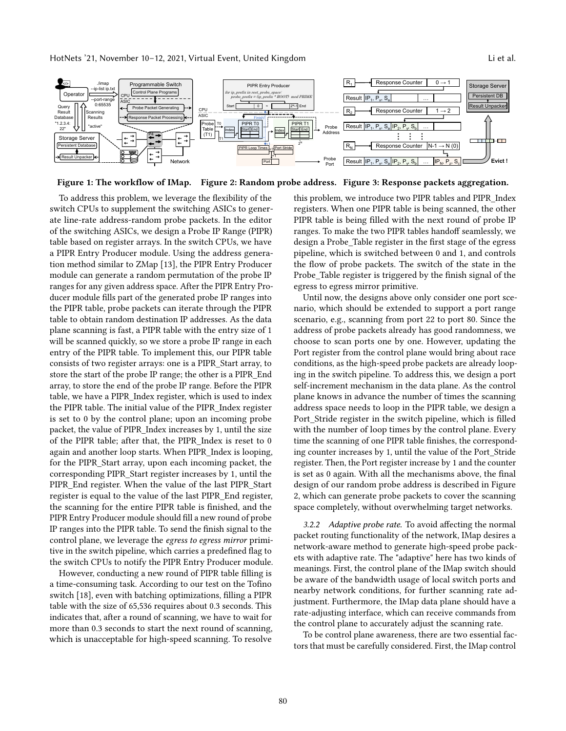Figure 1: The workflow of IMap. Figure 2: Random probe address. Figure 3: Response packets aggregation.

To address this problem, we leverage the flexibility of the switch CPUs to supplement the switching ASICs to generate line-rate address-random probe packets. In the editor of the switching ASICs, we design a Probe IP Range (PIPR) table based on register arrays. In the switch CPUs, we have a PIPR Entry Producer module. Using the address generation method similar to ZMap [13], the PIPR Entry Producer module can generate a random permutation of the probe IP ranges for any given address space. After the PIPR Entry Producer module fills part of the generated probe IP ranges into the PIPR table, probe packets can iterate through the PIPR table to obtain random destination IP addresses. As the data plane scanning is fast, a PIPR table with the entry size of 1 will be scanned quickly, so we store a probe IP range in each entry of the PIPR table. To implement this, our PIPR table consists of two register arrays: one is a PIPR_Start array, to store the start of the probe IP range; the other is a PIPR_End array, to store the end of the probe IP range. Before the PIPR table, we have a PIPR_Index register, which is used to index the PIPR table. The initial value of the PIPR_Index register is set to 0 by the control plane; upon an incoming probe packet, the value of PIPR_Index increases by 1, until the size of the PIPR table; after that, the PIPR_Index is reset to 0 again and another loop starts. When PIPR_Index is looping, for the PIPR_Start array, upon each incoming packet, the corresponding PIPR_Start register increases by 1, until the PIPR_End register. When the value of the last PIPR_Start register is equal to the value of the last PIPR_End register, the scanning for the entire PIPR table is finished, and the PIPR Entry Producer module should fill a new round of probe IP ranges into the PIPR table. To send the finish signal to the control plane, we leverage the *egress to egress mirror* primitive in the switch pipeline, which carries a predefined flag to the switch CPUs to notify the PIPR Entry Producer module.

However, conducting a new round of PIPR table filling is a time-consuming task. According to our test on the Tofino switch [18], even with batching optimizations, filling a PIPR table with the size of 65,536 requires about 0.3 seconds. This indicates that, after a round of scanning, we have to wait for more than 0.3 seconds to start the next round of scanning, which is unacceptable for high-speed scanning. To resolve this problem, we introduce two PIPR tables and PIPR_Index registers. When one PIPR table is being scanned, the other PIPR table is being filled with the next round of probe IP ranges. To make the two PIPR tables handoff seamlessly, we design a Probe_Table register in the first stage of the egress pipeline, which is switched between 0 and 1, and controls the flow of probe packets. The switch of the state in the Probe_Table register is triggered by the finish signal of the egress to egress mirror primitive.

Until now, the designs above only consider one port scenario, which should be extended to support a port range scenario, e.g., scanning from port 22 to port 80. Since the address of probe packets already has good randomness, we choose to scan ports one by one. However, updating the Port register from the control plane would bring about race conditions, as the high-speed probe packets are already looping in the switch pipeline. To address this, we design a port self-increment mechanism in the data plane. As the control plane knows in advance the number of times the scanning address space needs to loop in the PIPR table, we design a Port_Stride register in the switch pipeline, which is filled with the number of loop times by the control plane. Every time the scanning of one PIPR table finishes, the corresponding counter increases by 1, until the value of the Port_Stride register. Then, the Port register increase by 1 and the counter is set as 0 again. With all the mechanisms above, the final design of our random probe address is described in Figure 2, which can generate probe packets to cover the scanning space completely, without overwhelming target networks.

*3.2.2 Adaptive probe rate.* To avoid affecting the normal packet routing functionality of the network, IMap desires a network-aware method to generate high-speed probe packets with adaptive rate. The "adaptive" here has two kinds of meanings. First, the control plane of the IMap switch should be aware of the bandwidth usage of local switch ports and nearby network conditions, for further scanning rate adjustment. Furthermore, the IMap data plane should have a rate-adjusting interface, which can receive commands from the control plane to accurately adjust the scanning rate.

To be control plane awareness, there are two essential factors that must be carefully considered. First, the IMap control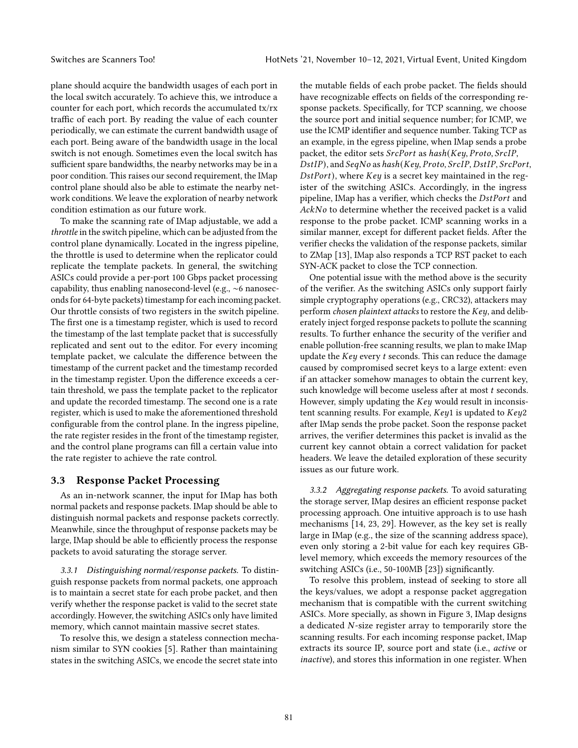plane should acquire the bandwidth usages of each port in the local switch accurately. To achieve this, we introduce a counter for each port, which records the accumulated tx/rx traffic of each port. By reading the value of each counter periodically, we can estimate the current bandwidth usage of each port. Being aware of the bandwidth usage in the local switch is not enough. Sometimes even the local switch has sufficient spare bandwidths, the nearby networks may be in a poor condition. This raises our second requirement, the IMap control plane should also be able to estimate the nearby network conditions. We leave the exploration of nearby network condition estimation as our future work.

To make the scanning rate of IMap adjustable, we add a *throttle* in the switch pipeline, which can be adjusted from the control plane dynamically. Located in the ingress pipeline, the throttle is used to determine when the replicator could replicate the template packets. In general, the switching ASICs could provide a per-port 100 Gbps packet processing capability, thus enabling nanosecond-level (e.g., ∼6 nanoseconds for 64-byte packets) timestamp for each incoming packet. Our throttle consists of two registers in the switch pipeline. The first one is a timestamp register, which is used to record the timestamp of the last template packet that is successfully replicated and sent out to the editor. For every incoming template packet, we calculate the difference between the timestamp of the current packet and the timestamp recorded in the timestamp register. Upon the difference exceeds a certain threshold, we pass the template packet to the replicator and update the recorded timestamp. The second one is a rate register, which is used to make the aforementioned threshold configurable from the control plane. In the ingress pipeline, the rate register resides in the front of the timestamp register, and the control plane programs can fill a certain value into the rate register to achieve the rate control.

## 3.3 Response Packet Processing

As an in-network scanner, the input for IMap has both normal packets and response packets. IMap should be able to distinguish normal packets and response packets correctly. Meanwhile, since the throughput of response packets may be large, IMap should be able to efficiently process the response packets to avoid saturating the storage server.

*3.3.1 Distinguishing normal/response packets.* To distinguish response packets from normal packets, one approach is to maintain a secret state for each probe packet, and then verify whether the response packet is valid to the secret state accordingly. However, the switching ASICs only have limited memory, which cannot maintain massive secret states.

To resolve this, we design a stateless connection mechanism similar to SYN cookies [5]. Rather than maintaining states in the switching ASICs, we encode the secret state into the mutable fields of each probe packet. The fields should have recognizable effects on fields of the corresponding response packets. Specifically, for TCP scanning, we choose the source port and initial sequence number; for ICMP, we use the ICMP identifier and sequence number. Taking TCP as an example, in the egress pipeline, when IMap sends a probe packet, the editor sets $SrcPort$ as $hash(Key, Proto, SrcIP, DstIP)$, and $SeqNo$ as $hash(Key, Proto, SrcIP, DstIP, SrcPort, DstPort)$, where $Key$ is a secret key maintained in the register of the switching ASICs. Accordingly, in the ingress pipeline, IMap has a verifier, which checks the $DstPort$ and $AckNo$ to determine whether the received packet is a valid response to the probe packet. ICMP scanning works in a similar manner, except for different packet fields. After the verifier checks the validation of the response packets, similar to ZMap [13], IMap also responds a TCP RST packet to each SYN-ACK packet to close the TCP connection.

One potential issue with the method above is the security of the verifier. As the switching ASICs only support fairly simple cryptography operations (e.g., CRC32), attackers may perform *chosen plaintext attacks* to restore the $Key$, and deliberately inject forged response packets to pollute the scanning results. To further enhance the security of the verifier and enable pollution-free scanning results, we plan to make IMap update the $Key$ every $t$ seconds. This can reduce the damage caused by compromised secret keys to a large extent: even if an attacker somehow manages to obtain the current key, such knowledge will become useless after at most $t$ seconds. However, simply updating the $Key$ would result in inconsistent scanning results. For example, $Key1$ is updated to $Key2$ after IMap sends the probe packet. Soon the response packet arrives, the verifier determines this packet is invalid as the current key cannot obtain a correct validation for packet headers. We leave the detailed exploration of these security issues as our future work.

*3.3.2 Aggregating response packets.* To avoid saturating the storage server, IMap desires an efficient response packet processing approach. One intuitive approach is to use hash mechanisms [14, 23, 29]. However, as the key set is really large in IMap (e.g., the size of the scanning address space), even only storing a 2-bit value for each key requires GB-level memory, which exceeds the memory resources of the switching ASICs (i.e., 50-100MB [23]) significantly.

To resolve this problem, instead of seeking to store all the keys/values, we adopt a response packet aggregation mechanism that is compatible with the current switching ASICs. More specially, as shown in Figure 3, IMap designs a dedicated $N$-size register array to temporarily store the scanning results. For each incoming response packet, IMap extracts its source IP, source port and state (i.e., *active* or *inactive*), and stores this information in one register. When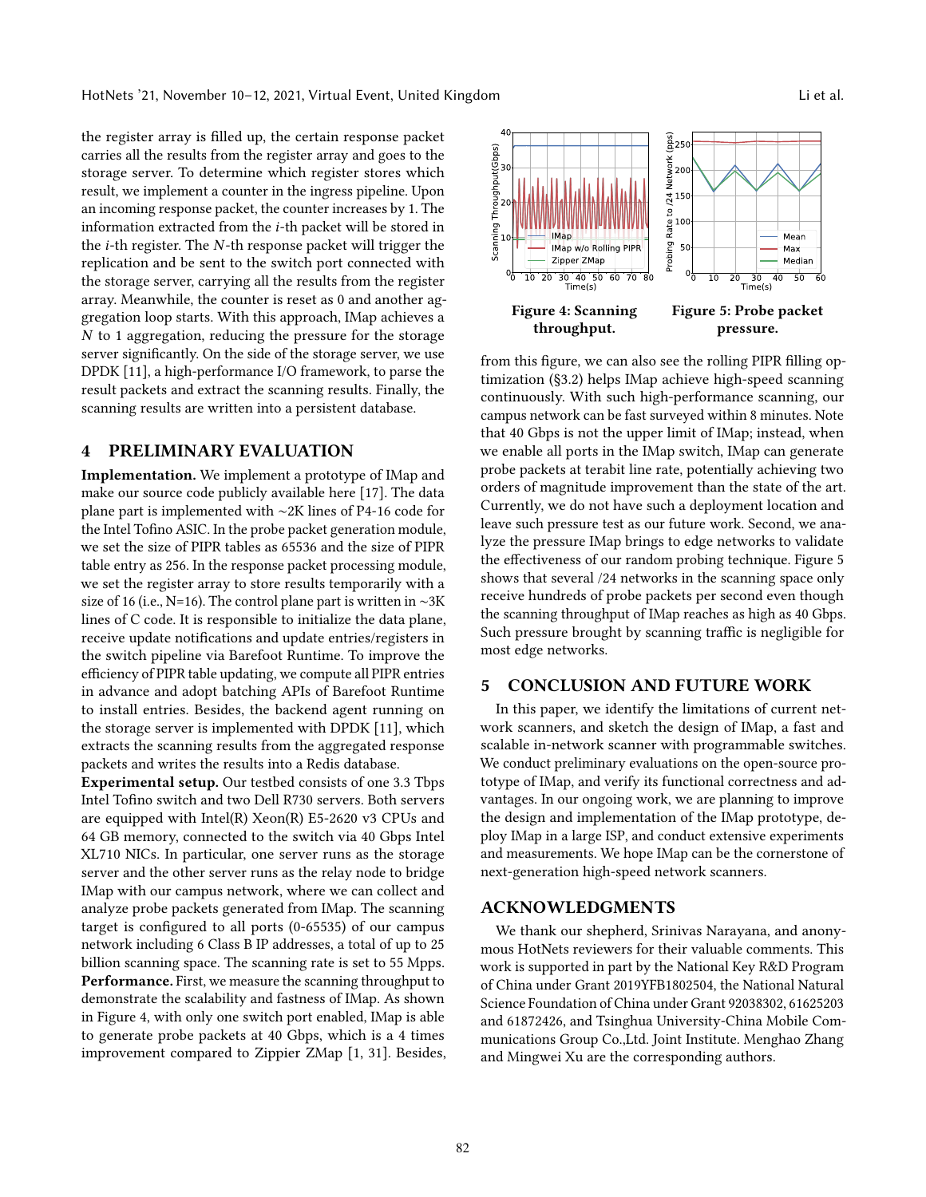the register array is filled up, the certain response packet carries all the results from the register array and goes to the storage server. To determine which register stores which result, we implement a counter in the ingress pipeline. Upon an incoming response packet, the counter increases by 1. The information extracted from the $i$-th packet will be stored in the $i$-th register. The $N$-th response packet will trigger the replication and be sent to the switch port connected with the storage server, carrying all the results from the register array. Meanwhile, the counter is reset as 0 and another aggregation loop starts. With this approach, IMap achieves a $N$ to 1 aggregation, reducing the pressure for the storage server significantly. On the side of the storage server, we use DPDK [11], a high-performance I/O framework, to parse the result packets and extract the scanning results. Finally, the scanning results are written into a persistent database.

## 4 PRELIMINARY EVALUATION

**Implementation.** We implement a prototype of IMap and make our source code publicly available here [17]. The data plane part is implemented with ~2K lines of P4-16 code for the Intel Tofino ASIC. In the probe packet generation module, we set the size of PIPR tables as 65536 and the size of PIPR table entry as 256. In the response packet processing module, we set the register array to store results temporarily with a size of 16 (i.e., N=16). The control plane part is written in ~3K lines of C code. It is responsible to initialize the data plane, receive update notifications and update entries/registers in the switch pipeline via Barefoot Runtime. To improve the efficiency of PIPR table updating, we compute all PIPR entries in advance and adopt batching APIs of Barefoot Runtime to install entries. Besides, the backend agent running on the storage server is implemented with DPDK [11], which extracts the scanning results from the aggregated response packets and writes the results into a Redis database.

**Experimental setup.** Our testbed consists of one 3.3 Tbps Intel Tofino switch and two Dell R730 servers. Both servers are equipped with Intel(R) Xeon(R) E5-2620 v3 CPUs and 64 GB memory, connected to the switch via 40 Gbps Intel XL710 NICs. In particular, one server runs as the storage server and the other server runs as the relay node to bridge IMap with our campus network, where we can collect and analyze probe packets generated from IMap. The scanning target is configured to all ports (0-65535) of our campus network including 6 Class B IP addresses, a total of up to 25 billion scanning space. The scanning rate is set to 55 Mpps.

**Performance.** First, we measure the scanning throughput to demonstrate the scalability and fastness of IMap. As shown in Figure 4, with only one switch port enabled, IMap is able to generate probe packets at 40 Gbps, which is a 4 times improvement compared to Zippier ZMap [1, 31]. Besides, from this figure, we can also see the rolling PIPR filling optimization (§3.2) helps IMap achieve high-speed scanning continuously. With such high-performance scanning, our campus network can be fast surveyed within 8 minutes. Note that 40 Gbps is not the upper limit of IMap; instead, when we enable all ports in the IMap switch, IMap can generate probe packets at terabit line rate, potentially achieving two orders of magnitude improvement than the state of the art. Currently, we do not have such a deployment location and leave such pressure test as our future work. Second, we analyze the pressure IMap brings to edge networks to validate the effectiveness of our random probing technique. Figure 5 shows that several /24 networks in the scanning space only receive hundreds of probe packets per second even though the scanning throughput of IMap reaches as high as 40 Gbps. Such pressure brought by scanning traffic is negligible for most edge networks.

**Figure 4: Scanning throughput.**

**Figure 5: Probe packet pressure.**

## 5 CONCLUSION AND FUTURE WORK

In this paper, we identify the limitations of current network scanners, and sketch the design of IMap, a fast and scalable in-network scanner with programmable switches. We conduct preliminary evaluations on the open-source prototype of IMap, and verify its functional correctness and advantages. In our ongoing work, we are planning to improve the design and implementation of the IMap prototype, deploy IMap in a large ISP, and conduct extensive experiments and measurements. We hope IMap can be the cornerstone of next-generation high-speed network scanners.

## ACKNOWLEDGMENTS

We thank our shepherd, Srinivas Narayana, and anonymous HotNets reviewers for their valuable comments. This work is supported in part by the National Key R&D Program of China under Grant 2019YFB1802504, the National Natural Science Foundation of China under Grant 92038302, 61625203 and 61872426, and Tsinghua University-China Mobile Communications Group Co.,Ltd. Joint Institute. Menghao Zhang and Mingwei Xu are the corresponding authors.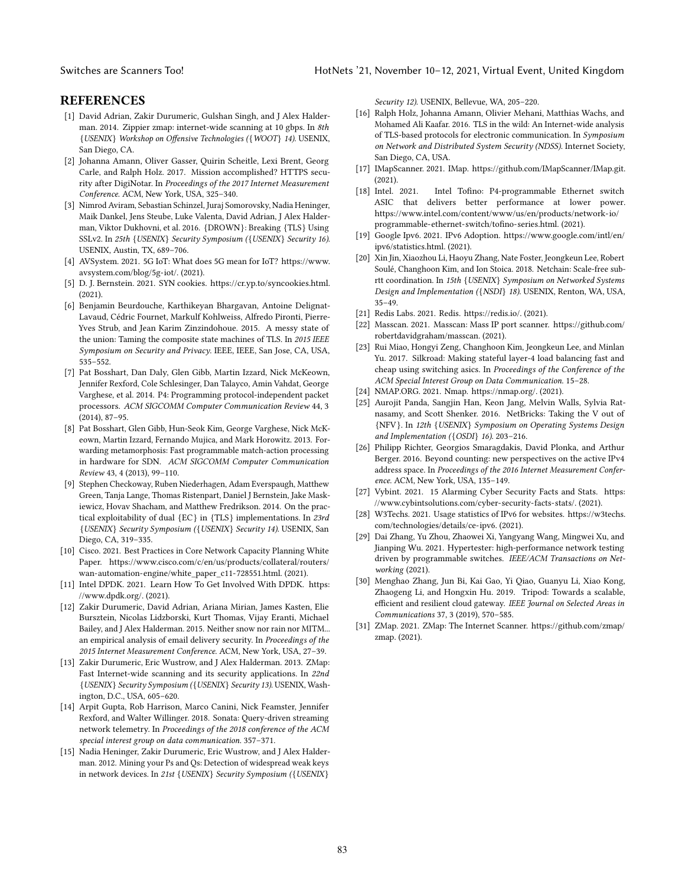## REFERENCES

[1] David Adrian, Zakir Durumeric, Gulshan Singh, and J Alex Halderman. 2014. Zippier zmap: internet-wide scanning at 10 gbps. In *8th {USENIX} Workshop on Offensive Technologies ({WOOT} 14)*. USENIX, San Diego, CA.

[2] Johanna Amann, Oliver Gasser, Quirin Scheitle, Lexi Brent, Georg Carle, and Ralph Holz. 2017. Mission accomplished? HTTPS security after DigiNotar. In *Proceedings of the 2017 Internet Measurement Conference*. ACM, New York, USA, 325–340.

[3] Nimrod Aviram, Sebastian Schinzel, Juraj Somorovsky, Nadia Heninger, Maik Dankel, Jens Steube, Luke Valenta, David Adrian, J Alex Halderman, Viktor Dukhovni, et al. 2016. {DROWN}: Breaking {TLS} Using SSLv2. In *25th {USENIX} Security Symposium ({USENIX} Security 16)*. USENIX, Austin, TX, 689–706.

[4] AVSystem. 2021. 5G IoT: What does 5G mean for IoT? https://www.avsystem.com/blog/5g-iot/. (2021).

[5] D. J. Bernstein. 2021. SYN cookies. https://cr.yp.to/syncookies.html. (2021).

[6] Benjamin Beurdouche, Karthikeyan Bhargavan, Antoine Delignat-Lavaud, Cédric Fournet, Markulf Kohlweiss, Alfredo Pironti, Pierre-Yves Strub, and Jean Karim Zinzindohoue. 2015. A messy state of the union: Taming the composite state machines of TLS. In *2015 IEEE Symposium on Security and Privacy*. IEEE, IEEE, San Jose, CA, USA, 535–552.

[7] Pat Bosshart, Dan Daly, Glen Gibb, Martin Izzard, Nick McKeown, Jennifer Rexford, Cole Schlesinger, Dan Talayco, Amin Vahdat, George Varghese, et al. 2014. P4: Programming protocol-independent packet processors. *ACM SIGCOMM Computer Communication Review* 44, 3 (2014), 87–95.

[8] Pat Bosshart, Glen Gibb, Hun-Seok Kim, George Varghese, Nick McKeown, Martin Izzard, Fernando Mujica, and Mark Horowitz. 2013. Forwarding metamorphosis: Fast programmable match-action processing in hardware for SDN. *ACM SIGCOMM Computer Communication Review* 43, 4 (2013), 99–110.

[9] Stephen Checkoway, Ruben Niederhagen, Adam Everspaugh, Matthew Green, Tanja Lange, Thomas Ristenpart, Daniel J Bernstein, Jake Maskiewicz, Hovav Shacham, and Matthew Fredrikson. 2014. On the practical exploitability of dual {EC} in {TLS} implementations. In *23rd {USENIX} Security Symposium ({USENIX} Security 14)*. USENIX, San Diego, CA, 319–335.

[10] Cisco. 2021. Best Practices in Core Network Capacity Planning White Paper. https://www.cisco.com/c/en/us/products/collateral/routers/wan-automation-engine/white_paper_c11-728551.html. (2021).

[11] Intel DPDK. 2021. Learn How To Get Involved With DPDK. https://www.dpdk.org/. (2021).

[12] Zakir Durumeric, David Adrian, Ariana Mirian, James Kasten, Elie Bursztein, Nicolas Lidzborski, Kurt Thomas, Vijay Eranti, Michael Bailey, and J Alex Halderman. 2015. Neither snow nor rain nor MITM... an empirical analysis of email delivery security. In *Proceedings of the 2015 Internet Measurement Conference*. ACM, New York, USA, 27–39.

[13] Zakir Durumeric, Eric Wustrow, and J Alex Halderman. 2013. ZMap: Fast Internet-wide scanning and its security applications. In *22nd {USENIX} Security Symposium ({USENIX} Security 13)*. USENIX, Washington, D.C., USA, 605–620.

[14] Arpit Gupta, Rob Harrison, Marco Canini, Nick Feamster, Jennifer Rexford, and Walter Willinger. 2018. Sonata: Query-driven streaming network telemetry. In *Proceedings of the 2018 conference of the ACM special interest group on data communication*. 357–371.

[15] Nadia Heninger, Zakir Durumeric, Eric Wustrow, and J Alex Halderman. 2012. Mining your Ps and Qs: Detection of widespread weak keys in network devices. In *21st {USENIX} Security Symposium ({USENIX} Security 12)*. USENIX, Bellevue, WA, 205–220.

[16] Ralph Holz, Johanna Amann, Olivier Mehani, Matthias Wachs, and Mohamed Ali Kaafar. 2016. TLS in the wild: An Internet-wide analysis of TLS-based protocols for electronic communication. In *Symposium on Network and Distributed System Security (NDSS)*. Internet Society, San Diego, CA, USA.

[17] IMapScanner. 2021. IMap. https://github.com/IMapScanner/IMap.git. (2021).

[18] Intel. 2021. Intel Tofino: P4-programmable Ethernet switch ASIC that delivers better performance at lower power. https://www.intel.com/content/www/us/en/products/network-io/programmable-ethernet-switch/tofino-series.html. (2021).

[19] Google Ipv6. 2021. IPv6 Adoption. https://www.google.com/intl/en/ipv6/statistics.html. (2021).

[20] Xin Jin, Xiaozhou Li, Haoyu Zhang, Nate Foster, Jeongkeun Lee, Robert Soulé, Changhoon Kim, and Ion Stoica. 2018. Netchain: Scale-free sub-rtt coordination. In *15th {USENIX} Symposium on Networked Systems Design and Implementation ({NSDI} 18)*. USENIX, Renton, WA, USA, 35–49.

[21] Redis Labs. 2021. Redis. https://redis.io/. (2021).

[22] Masscan. 2021. Masscan: Mass IP port scanner. https://github.com/robertdavidgraham/masscan. (2021).

[23] Rui Miao, Hongyi Zeng, Changhoon Kim, Jeongkeun Lee, and Minlan Yu. 2017. Silkroad: Making stateful layer-4 load balancing fast and cheap using switching asics. In *Proceedings of the Conference of the ACM Special Interest Group on Data Communication*. 15–28.

[24] NMAP.ORG. 2021. Nmap. https://nmap.org/. (2021).

[25] Aurojit Panda, Sangjin Han, Keon Jang, Melvin Walls, Sylvia Ratnasamy, and Scott Shenker. 2016. NetBricks: Taking the V out of {NFV}. In *12th {USENIX} Symposium on Operating Systems Design and Implementation ({OSDI} 16)*. 203–216.

[26] Philipp Richter, Georgios Smaragdakis, David Plonka, and Arthur Berger. 2016. Beyond counting: new perspectives on the active IPv4 address space. In *Proceedings of the 2016 Internet Measurement Conference*. ACM, New York, USA, 135–149.

[27] Vybint. 2021. 15 Alarming Cyber Security Facts and Stats. https://www.cybintsolutions.com/cyber-security-facts-stats/. (2021).

[28] W3Techs. 2021. Usage statistics of IPv6 for websites. https://w3techs.com/technologies/details/ce-ipv6. (2021).

[29] Dai Zhang, Yu Zhou, Zhaowei Xi, Yangyang Wang, Mingwei Xu, and Jianping Wu. 2021. Hypertester: high-performance network testing driven by programmable switches. *IEEE/ACM Transactions on Networking* (2021).

[30] Menghao Zhang, Jun Bi, Kai Gao, Yi Qiao, Guanyu Li, Xiao Kong, Zhaogeng Li, and Hongxin Hu. 2019. Tripod: Towards a scalable, efficient and resilient cloud gateway. *IEEE Journal on Selected Areas in Communications* 37, 3 (2019), 570–585.

[31] ZMap. 2021. ZMap: The Internet Scanner. https://github.com/zmap/zmap. (2021).